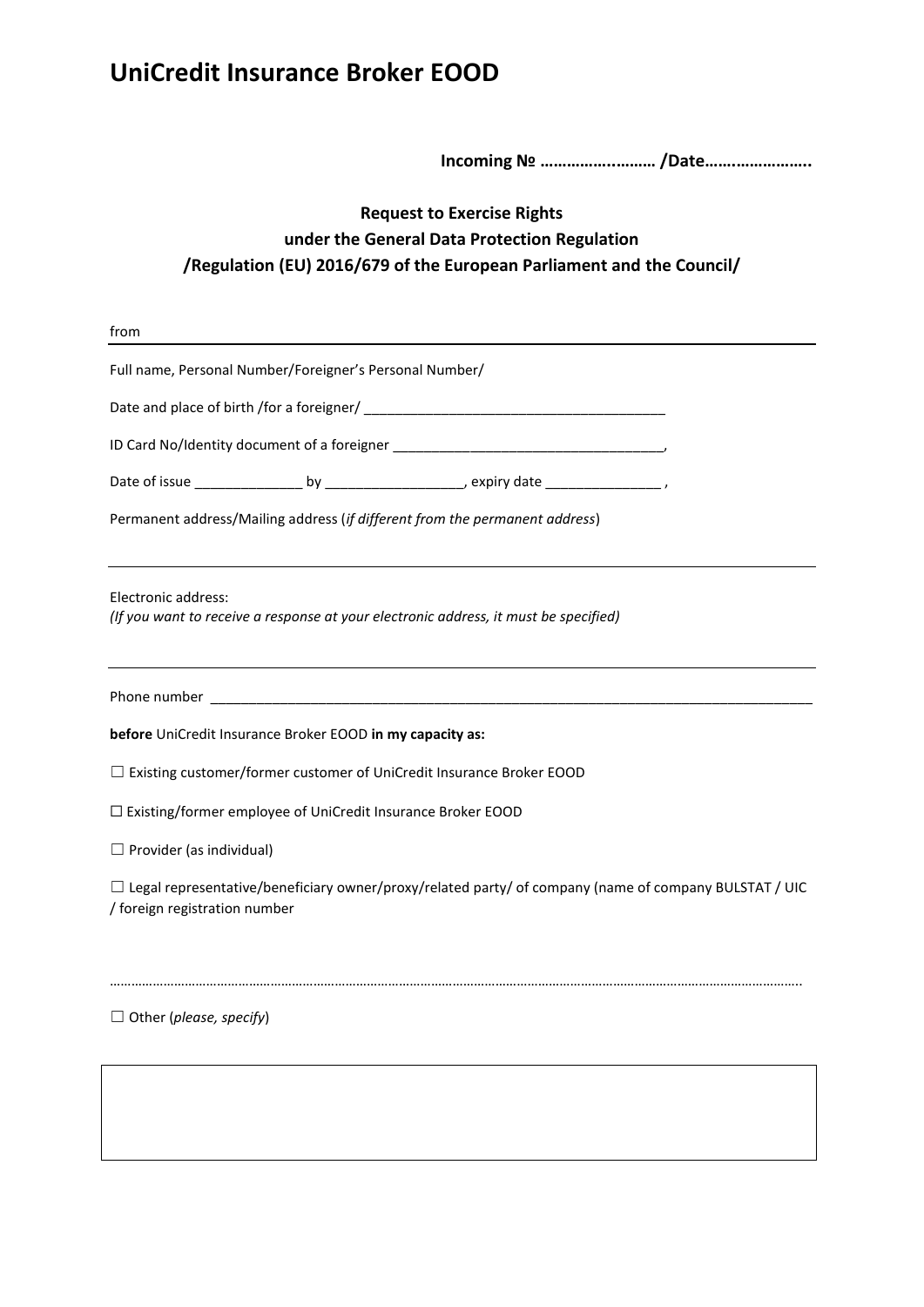# UniCredit Insurance Broker EOOD

**Incoming № …………….……… /Date…….…………….**

**Request to Exercise Rights**
**under the General Data Protection Regulation**
**/Regulation (EU) 2016/679 of the European Parliament and the Council/**

from

---

Full name, Personal Number/Foreigner's Personal Number/

Date and place of birth /for a foreigner/ ________________________________________

ID Card No/Identity document of a foreigner ___________________________________,

Date of issue ______________ by __________________, expiry date _______________ ,

Permanent address/Mailing address (*if different from the permanent address*)

---

Electronic address:
*(If you want to receive a response at your electronic address, it must be specified)*

---

Phone number ________________________________________________________________________________

**before** UniCredit Insurance Broker EOOD **in my capacity as:**

☐ Existing customer/former customer of UniCredit Insurance Broker EOOD

☐ Existing/former employee of UniCredit Insurance Broker EOOD

☐ Provider (as individual)

☐ Legal representative/beneficiary owner/proxy/related party/ of company (name of company BULSTAT / UIC / foreign registration number

…………………………………………………………………………………………………………………………………………………………………..

☐ Other (*please, specify*)

| |
|---|
| |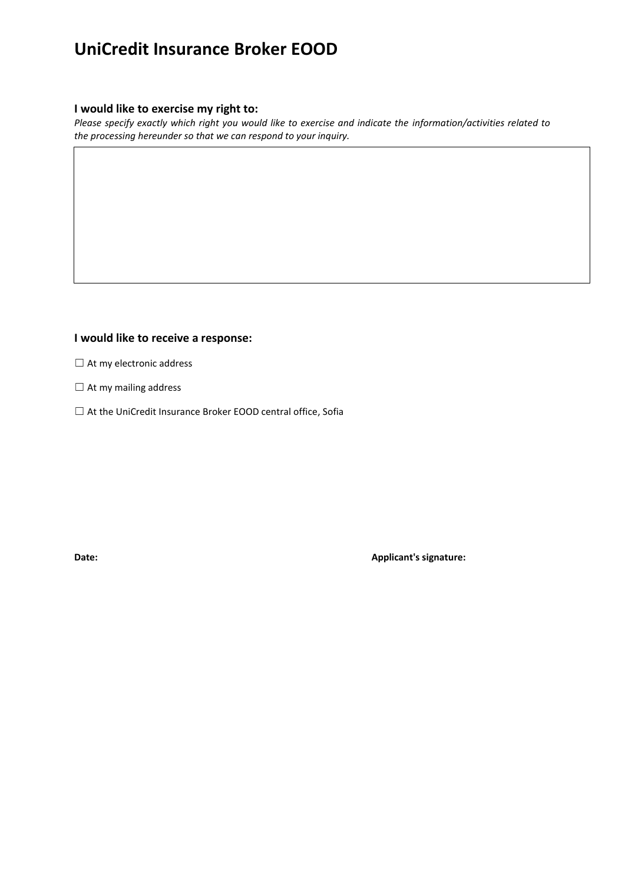# UniCredit Insurance Broker EOOD

### I would like to exercise my right to:

*Please specify exactly which right you would like to exercise and indicate the information/activities related to the processing hereunder so that we can respond to your inquiry.*

| |
|---|
| |

### I would like to receive a response:

☐ At my electronic address

☐ At my mailing address

☐ At the UniCredit Insurance Broker EOOD central office, Sofia

**Date:** **Applicant's signature:**